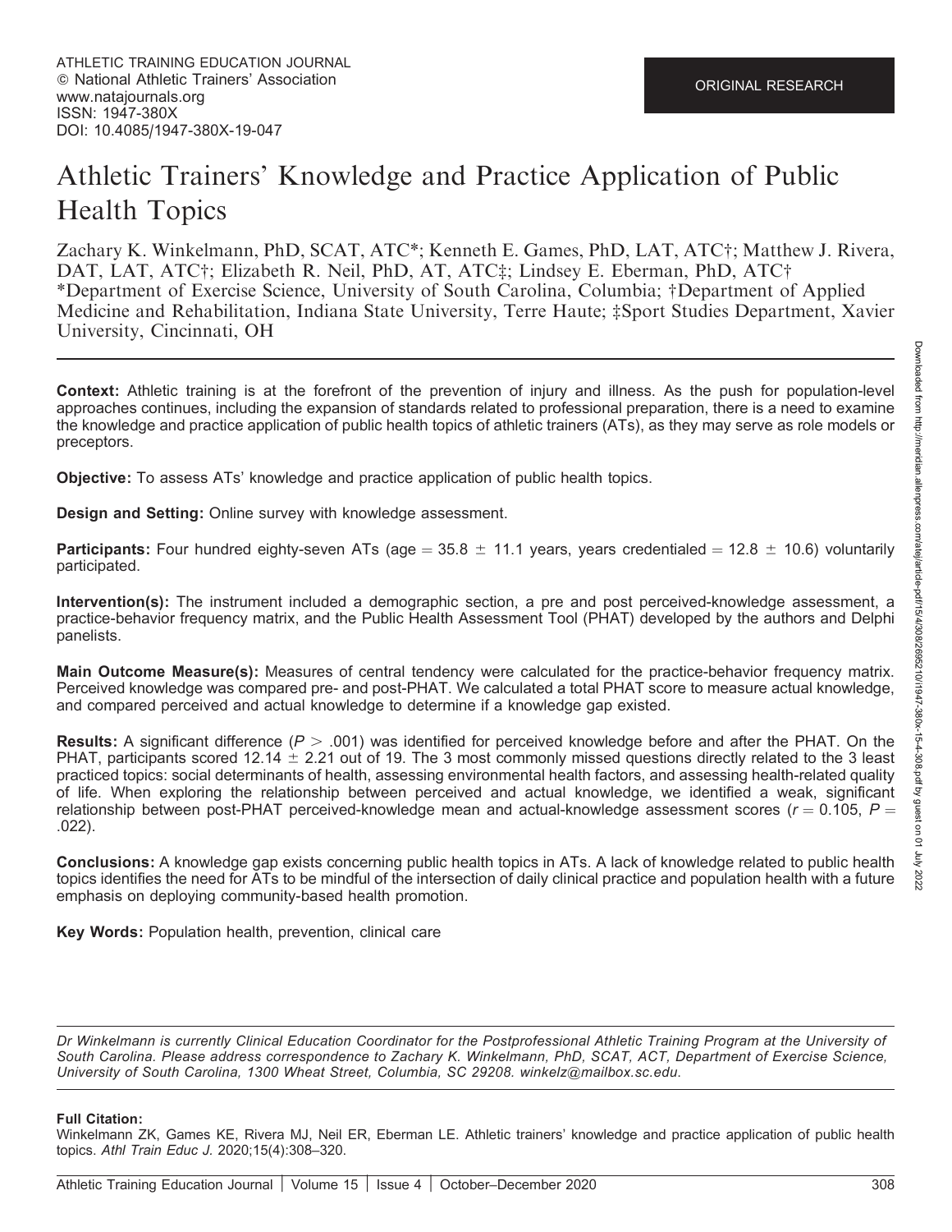ATHLETIC TRAINING EDUCATION JOURNAL
© National Athletic Trainers' Association
www.natajournals.org
ISSN: 1947-380X
DOI: 10.4085/1947-380X-19-047

ORIGINAL RESEARCH

# Athletic Trainers' Knowledge and Practice Application of Public Health Topics

Zachary K. Winkelmann, PhD, SCAT, ATC*; Kenneth E. Games, PhD, LAT, ATC†; Matthew J. Rivera, DAT, LAT, ATC†; Elizabeth R. Neil, PhD, AT, ATC‡; Lindsey E. Eberman, PhD, ATC†
*Department of Exercise Science, University of South Carolina, Columbia; †Department of Applied Medicine and Rehabilitation, Indiana State University, Terre Haute; ‡Sport Studies Department, Xavier University, Cincinnati, OH

**Context:** Athletic training is at the forefront of the prevention of injury and illness. As the push for population-level approaches continues, including the expansion of standards related to professional preparation, there is a need to examine the knowledge and practice application of public health topics of athletic trainers (ATs), as they may serve as role models or preceptors.

**Objective:** To assess ATs' knowledge and practice application of public health topics.

**Design and Setting:** Online survey with knowledge assessment.

**Participants:** Four hundred eighty-seven ATs (age = 35.8 ± 11.1 years, years credentialed = 12.8 ± 10.6) voluntarily participated.

**Intervention(s):** The instrument included a demographic section, a pre and post perceived-knowledge assessment, a practice-behavior frequency matrix, and the Public Health Assessment Tool (PHAT) developed by the authors and Delphi panelists.

**Main Outcome Measure(s):** Measures of central tendency were calculated for the practice-behavior frequency matrix. Perceived knowledge was compared pre- and post-PHAT. We calculated a total PHAT score to measure actual knowledge, and compared perceived and actual knowledge to determine if a knowledge gap existed.

**Results:** A significant difference ($P > .001$) was identified for perceived knowledge before and after the PHAT. On the PHAT, participants scored 12.14 ± 2.21 out of 19. The 3 most commonly missed questions directly related to the 3 least practiced topics: social determinants of health, assessing environmental health factors, and assessing health-related quality of life. When exploring the relationship between perceived and actual knowledge, we identified a weak, significant relationship between post-PHAT perceived-knowledge mean and actual-knowledge assessment scores ($r = 0.105$, $P = .022$).

**Conclusions:** A knowledge gap exists concerning public health topics in ATs. A lack of knowledge related to public health topics identifies the need for ATs to be mindful of the intersection of daily clinical practice and population health with a future emphasis on deploying community-based health promotion.

**Key Words:** Population health, prevention, clinical care

*Dr Winkelmann is currently Clinical Education Coordinator for the Postprofessional Athletic Training Program at the University of South Carolina. Please address correspondence to Zachary K. Winkelmann, PhD, SCAT, ACT, Department of Exercise Science, University of South Carolina, 1300 Wheat Street, Columbia, SC 29208. winkelz@mailbox.sc.edu.*

**Full Citation:**
Winkelmann ZK, Games KE, Rivera MJ, Neil ER, Eberman LE. Athletic trainers' knowledge and practice application of public health topics. *Athl Train Educ J.* 2020;15(4):308–320.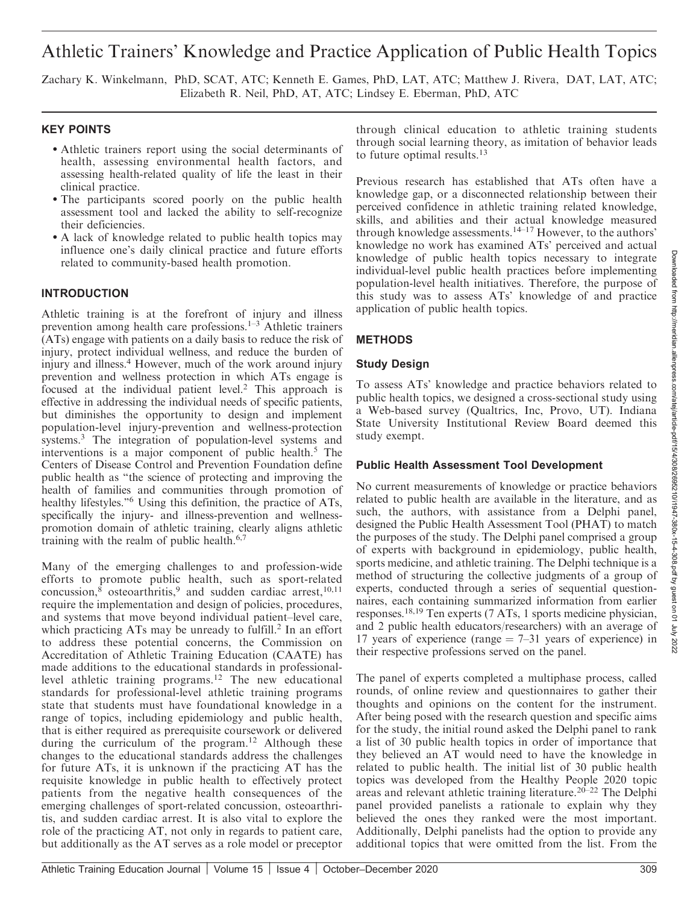# Athletic Trainers' Knowledge and Practice Application of Public Health Topics

Zachary K. Winkelmann, PhD, SCAT, ATC; Kenneth E. Games, PhD, LAT, ATC; Matthew J. Rivera, DAT, LAT, ATC; Elizabeth R. Neil, PhD, AT, ATC; Lindsey E. Eberman, PhD, ATC

## KEY POINTS

- Athletic trainers report using the social determinants of health, assessing environmental health factors, and assessing health-related quality of life the least in their clinical practice.
- The participants scored poorly on the public health assessment tool and lacked the ability to self-recognize their deficiencies.
- A lack of knowledge related to public health topics may influence one's daily clinical practice and future efforts related to community-based health promotion.

## INTRODUCTION

Athletic training is at the forefront of injury and illness prevention among health care professions.[1–3] Athletic trainers (ATs) engage with patients on a daily basis to reduce the risk of injury, protect individual wellness, and reduce the burden of injury and illness.[4] However, much of the work around injury prevention and wellness protection in which ATs engage is focused at the individual patient level.[2] This approach is effective in addressing the individual needs of specific patients, but diminishes the opportunity to design and implement population-level injury-prevention and wellness-protection systems.[3] The integration of population-level systems and interventions is a major component of public health.[5] The Centers of Disease Control and Prevention Foundation define public health as "the science of protecting and improving the health of families and communities through promotion of healthy lifestyles."[6] Using this definition, the practice of ATs, specifically the injury- and illness-prevention and wellness-promotion domain of athletic training, clearly aligns athletic training with the realm of public health.[6,7]

Many of the emerging challenges to and profession-wide efforts to promote public health, such as sport-related concussion,[8] osteoarthritis,[9] and sudden cardiac arrest,[10,11] require the implementation and design of policies, procedures, and systems that move beyond individual patient–level care, which practicing ATs may be unready to fulfill.[2] In an effort to address these potential concerns, the Commission on Accreditation of Athletic Training Education (CAATE) has made additions to the educational standards in professional-level athletic training programs.[12] The new educational standards for professional-level athletic training programs state that students must have foundational knowledge in a range of topics, including epidemiology and public health, that is either required as prerequisite coursework or delivered during the curriculum of the program.[12] Although these changes to the educational standards address the challenges for future ATs, it is unknown if the practicing AT has the requisite knowledge in public health to effectively protect patients from the negative health consequences of the emerging challenges of sport-related concussion, osteoarthritis, and sudden cardiac arrest. It is also vital to explore the role of the practicing AT, not only in regards to patient care, but additionally as the AT serves as a role model or preceptor through clinical education to athletic training students through social learning theory, as imitation of behavior leads to future optimal results.[13]

Previous research has established that ATs often have a knowledge gap, or a disconnected relationship between their perceived confidence in athletic training related knowledge, skills, and abilities and their actual knowledge measured through knowledge assessments.[14–17] However, to the authors' knowledge no work has examined ATs' perceived and actual knowledge of public health topics necessary to integrate individual-level public health practices before implementing population-level health initiatives. Therefore, the purpose of this study was to assess ATs' knowledge of and practice application of public health topics.

## METHODS

### Study Design

To assess ATs' knowledge and practice behaviors related to public health topics, we designed a cross-sectional study using a Web-based survey (Qualtrics, Inc, Provo, UT). Indiana State University Institutional Review Board deemed this study exempt.

### Public Health Assessment Tool Development

No current measurements of knowledge or practice behaviors related to public health are available in the literature, and as such, the authors, with assistance from a Delphi panel, designed the Public Health Assessment Tool (PHAT) to match the purposes of the study. The Delphi panel comprised a group of experts with background in epidemiology, public health, sports medicine, and athletic training. The Delphi technique is a method of structuring the collective judgments of a group of experts, conducted through a series of sequential questionnaires, each containing summarized information from earlier responses.[18,19] Ten experts (7 ATs, 1 sports medicine physician, and 2 public health educators/researchers) with an average of 17 years of experience (range = 7–31 years of experience) in their respective professions served on the panel.

The panel of experts completed a multiphase process, called rounds, of online review and questionnaires to gather their thoughts and opinions on the content for the instrument. After being posed with the research question and specific aims for the study, the initial round asked the Delphi panel to rank a list of 30 public health topics in order of importance that they believed an AT would need to have the knowledge in related to public health. The initial list of 30 public health topics was developed from the Healthy People 2020 topic areas and relevant athletic training literature.[20–22] The Delphi panel provided panelists a rationale to explain why they believed the ones they ranked were the most important. Additionally, Delphi panelists had the option to provide any additional topics that were omitted from the list. From the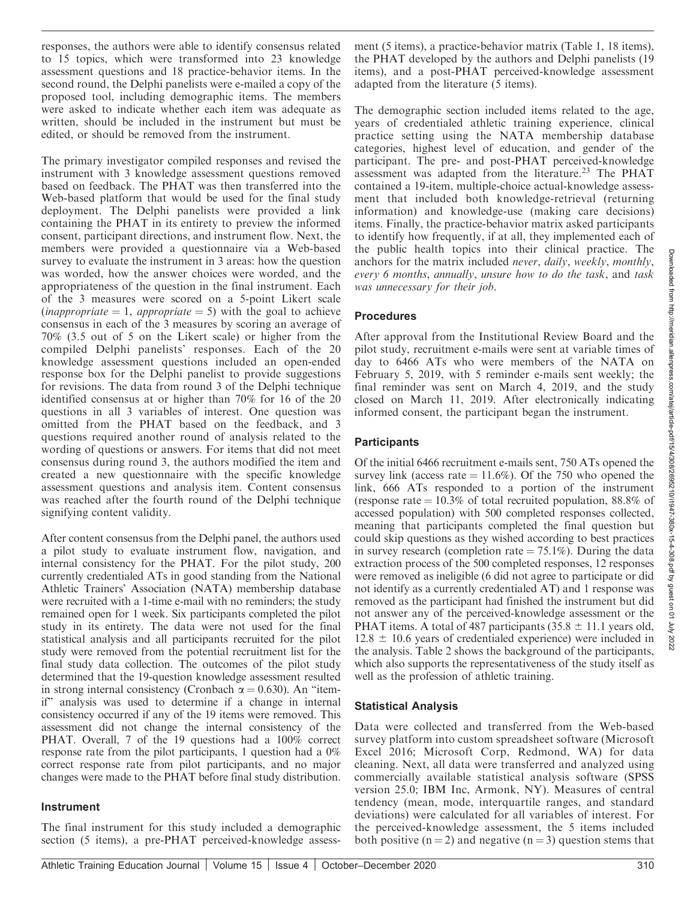responses, the authors were able to identify consensus related to 15 topics, which were transformed into 23 knowledge assessment questions and 18 practice-behavior items. In the second round, the Delphi panelists were e-mailed a copy of the proposed tool, including demographic items. The members were asked to indicate whether each item was adequate as written, should be included in the instrument but must be edited, or should be removed from the instrument.

The primary investigator compiled responses and revised the instrument with 3 knowledge assessment questions removed based on feedback. The PHAT was then transferred into the Web-based platform that would be used for the final study deployment. The Delphi panelists were provided a link containing the PHAT in its entirety to preview the informed consent, participant directions, and instrument flow. Next, the members were provided a questionnaire via a Web-based survey to evaluate the instrument in 3 areas: how the question was worded, how the answer choices were worded, and the appropriateness of the question in the final instrument. Each of the 3 measures were scored on a 5-point Likert scale (*inappropriate* = 1, *appropriate* = 5) with the goal to achieve consensus in each of the 3 measures by scoring an average of 70% (3.5 out of 5 on the Likert scale) or higher from the compiled Delphi panelists' responses. Each of the 20 knowledge assessment questions included an open-ended response box for the Delphi panelist to provide suggestions for revisions. The data from round 3 of the Delphi technique identified consensus at or higher than 70% for 16 of the 20 questions in all 3 variables of interest. One question was omitted from the PHAT based on the feedback, and 3 questions required another round of analysis related to the wording of questions or answers. For items that did not meet consensus during round 3, the authors modified the item and created a new questionnaire with the specific knowledge assessment questions and analysis item. Content consensus was reached after the fourth round of the Delphi technique signifying content validity.

After content consensus from the Delphi panel, the authors used a pilot study to evaluate instrument flow, navigation, and internal consistency for the PHAT. For the pilot study, 200 currently credentialed ATs in good standing from the National Athletic Trainers' Association (NATA) membership database were recruited with a 1-time e-mail with no reminders; the study remained open for 1 week. Six participants completed the pilot study in its entirety. The data were not used for the final statistical analysis and all participants recruited for the pilot study were removed from the potential recruitment list for the final study data collection. The outcomes of the pilot study determined that the 19-question knowledge assessment resulted in strong internal consistency (Cronbach $\alpha = 0.630$). An "item-if" analysis was used to determine if a change in internal consistency occurred if any of the 19 items were removed. This assessment did not change the internal consistency of the PHAT. Overall, 7 of the 19 questions had a 100% correct response rate from the pilot participants, 1 question had a 0% correct response rate from pilot participants, and no major changes were made to the PHAT before final study distribution.

## Instrument

The final instrument for this study included a demographic section (5 items), a pre-PHAT perceived-knowledge assessment (5 items), a practice-behavior matrix (Table 1, 18 items), the PHAT developed by the authors and Delphi panelists (19 items), and a post-PHAT perceived-knowledge assessment adapted from the literature (5 items).

The demographic section included items related to the age, years of credentialed athletic training experience, clinical practice setting using the NATA membership database categories, highest level of education, and gender of the participant. The pre- and post-PHAT perceived-knowledge assessment was adapted from the literature.[23] The PHAT contained a 19-item, multiple-choice actual-knowledge assessment that included both knowledge-retrieval (returning information) and knowledge-use (making care decisions) items. Finally, the practice-behavior matrix asked participants to identify how frequently, if at all, they implemented each of the public health topics into their clinical practice. The anchors for the matrix included *never*, *daily*, *weekly*, *monthly*, *every 6 months*, *annually*, *unsure how to do the task*, and *task was unnecessary for their job*.

## Procedures

After approval from the Institutional Review Board and the pilot study, recruitment e-mails were sent at variable times of day to 6466 ATs who were members of the NATA on February 5, 2019, with 5 reminder e-mails sent weekly; the final reminder was sent on March 4, 2019, and the study closed on March 11, 2019. After electronically indicating informed consent, the participant began the instrument.

## Participants

Of the initial 6466 recruitment e-mails sent, 750 ATs opened the survey link (access rate = 11.6%). Of the 750 who opened the link, 666 ATs responded to a portion of the instrument (response rate = 10.3% of total recruited population, 88.8% of accessed population) with 500 completed responses collected, meaning that participants completed the final question but could skip questions as they wished according to best practices in survey research (completion rate = 75.1%). During the data extraction process of the 500 completed responses, 12 responses were removed as ineligible (6 did not agree to participate or did not identify as a currently credentialed AT) and 1 response was removed as the participant had finished the instrument but did not answer any of the perceived-knowledge assessment or the PHAT items. A total of 487 participants ($35.8 \pm 11.1$ years old, $12.8 \pm 10.6$ years of credentialed experience) were included in the analysis. Table 2 shows the background of the participants, which also supports the representativeness of the study itself as well as the profession of athletic training.

## Statistical Analysis

Data were collected and transferred from the Web-based survey platform into custom spreadsheet software (Microsoft Excel 2016; Microsoft Corp, Redmond, WA) for data cleaning. Next, all data were transferred and analyzed using commercially available statistical analysis software (SPSS version 25.0; IBM Inc, Armonk, NY). Measures of central tendency (mean, mode, interquartile ranges, and standard deviations) were calculated for all variables of interest. For the perceived-knowledge assessment, the 5 items included both positive (n = 2) and negative (n = 3) question stems that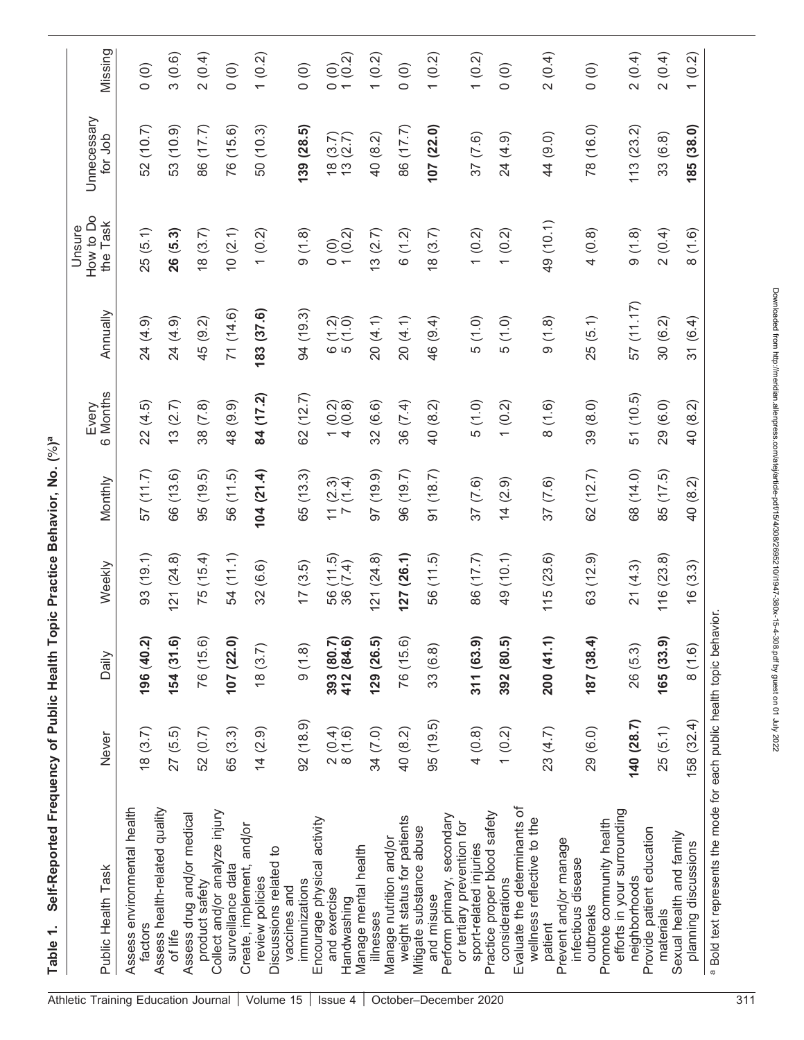**Table 1. Self-Reported Frequency of Public Health Topic Practice Behavior, No. (%)[a]**

| Public Health Task | Never | Daily | Weekly | Monthly | Every 6 Months | Annually | Unsure How to Do the Task | Unnecessary for Job | Missing |
|---|---|---|---|---|---|---|---|---|---|
| Assess environmental health factors | 18 (3.7) | **196 (40.2)** | 93 (19.1) | 57 (11.7) | 22 (4.5) | 24 (4.9) | 25 (5.1) | 52 (10.7) | 0 (0) |
| Assess health-related quality of life | 27 (5.5) | **154 (31.6)** | 121 (24.8) | 66 (13.6) | 13 (2.7) | 24 (4.9) | **26 (5.3)** | 53 (10.9) | 3 (0.6) |
| Assess drug and/or medical product safety | 52 (0.7) | 76 (15.6) | 75 (15.4) | 95 (19.5) | 38 (7.8) | 45 (9.2) | 18 (3.7) | 86 (17.7) | 2 (0.4) |
| Collect and/or analyze injury surveillance data | 65 (3.3) | **107 (22.0)** | 54 (11.1) | 56 (11.5) | 48 (9.9) | 71 (14.6) | 10 (2.1) | 76 (15.6) | 0 (0) |
| Create, implement, and/or review policies | 14 (2.9) | 18 (3.7) | 32 (6.6) | **104 (21.4)** | **84 (17.2)** | **183 (37.6)** | 1 (0.2) | 50 (10.3) | 1 (0.2) |
| Discussions related to vaccines and immunizations | 92 (18.9) | 9 (1.8) | 17 (3.5) | 65 (13.3) | 62 (12.7) | 94 (19.3) | 9 (1.8) | **139 (28.5)** | 0 (0) |
| Encourage physical activity and exercise | 2 (0.4) | **393 (80.7)** | 56 (11.5) | 11 (2.3) | 1 (0.2) | 6 (1.2) | 0 (0) | 18 (3.7) | 0 (0) |
| Handwashing | 8 (1.6) | **412 (84.6)** | 36 (7.4) | 7 (1.4) | 4 (0.8) | 5 (1.0) | 1 (0.2) | 13 (2.7) | 1 (0.2) |
| Manage mental health illnesses | 34 (7.0) | **129 (26.5)** | 121 (24.8) | 97 (19.9) | 32 (6.6) | 20 (4.1) | 13 (2.7) | 40 (8.2) | 1 (0.2) |
| Manage nutrition and/or weight status for patients | 40 (8.2) | 76 (15.6) | **127 (26.1)** | 96 (19.7) | 36 (7.4) | 20 (4.1) | 6 (1.2) | 86 (17.7) | 0 (0) |
| Mitigate substance abuse and misuse | 95 (19.5) | 33 (6.8) | 56 (11.5) | 91 (18.7) | 40 (8.2) | 46 (9.4) | 18 (3.7) | **107 (22.0)** | 1 (0.2) |
| Perform primary, secondary or tertiary prevention for sport-related injuries | 4 (0.8) | **311 (63.9)** | 86 (17.7) | 37 (7.6) | 5 (1.0) | 5 (1.0) | 1 (0.2) | 37 (7.6) | 1 (0.2) |
| Practice proper blood safety considerations | 1 (0.2) | **392 (80.5)** | 49 (10.1) | 14 (2.9) | 1 (0.2) | 5 (1.0) | 1 (0.2) | 24 (4.9) | 0 (0) |
| Evaluate the determinants of wellness reflective to the patient | 23 (4.7) | **200 (41.1)** | 115 (23.6) | 37 (7.6) | 8 (1.6) | 9 (1.8) | 49 (10.1) | 44 (9.0) | 2 (0.4) |
| Prevent and/or manage infectious disease outbreaks | 29 (6.0) | **187 (38.4)** | 63 (12.9) | 62 (12.7) | 39 (8.0) | 25 (5.1) | 4 (0.8) | 78 (16.0) | 0 (0) |
| Promote community health efforts in your surrounding neighborhoods | **140 (28.7)** | 26 (5.3) | 21 (4.3) | 68 (14.0) | 51 (10.5) | 57 (11.17) | 9 (1.8) | 113 (23.2) | 2 (0.4) |
| Provide patient education materials | 25 (5.1) | **165 (33.9)** | 116 (23.8) | 85 (17.5) | 29 (6.0) | 30 (6.2) | 2 (0.4) | 33 (6.8) | 2 (0.4) |
| Sexual health and family planning discussions | 158 (32.4) | 8 (1.6) | 16 (3.3) | 40 (8.2) | 40 (8.2) | 31 (6.4) | 8 (1.6) | **185 (38.0)** | 1 (0.2) |

[a] Bold text represents the mode for each public health topic behavior.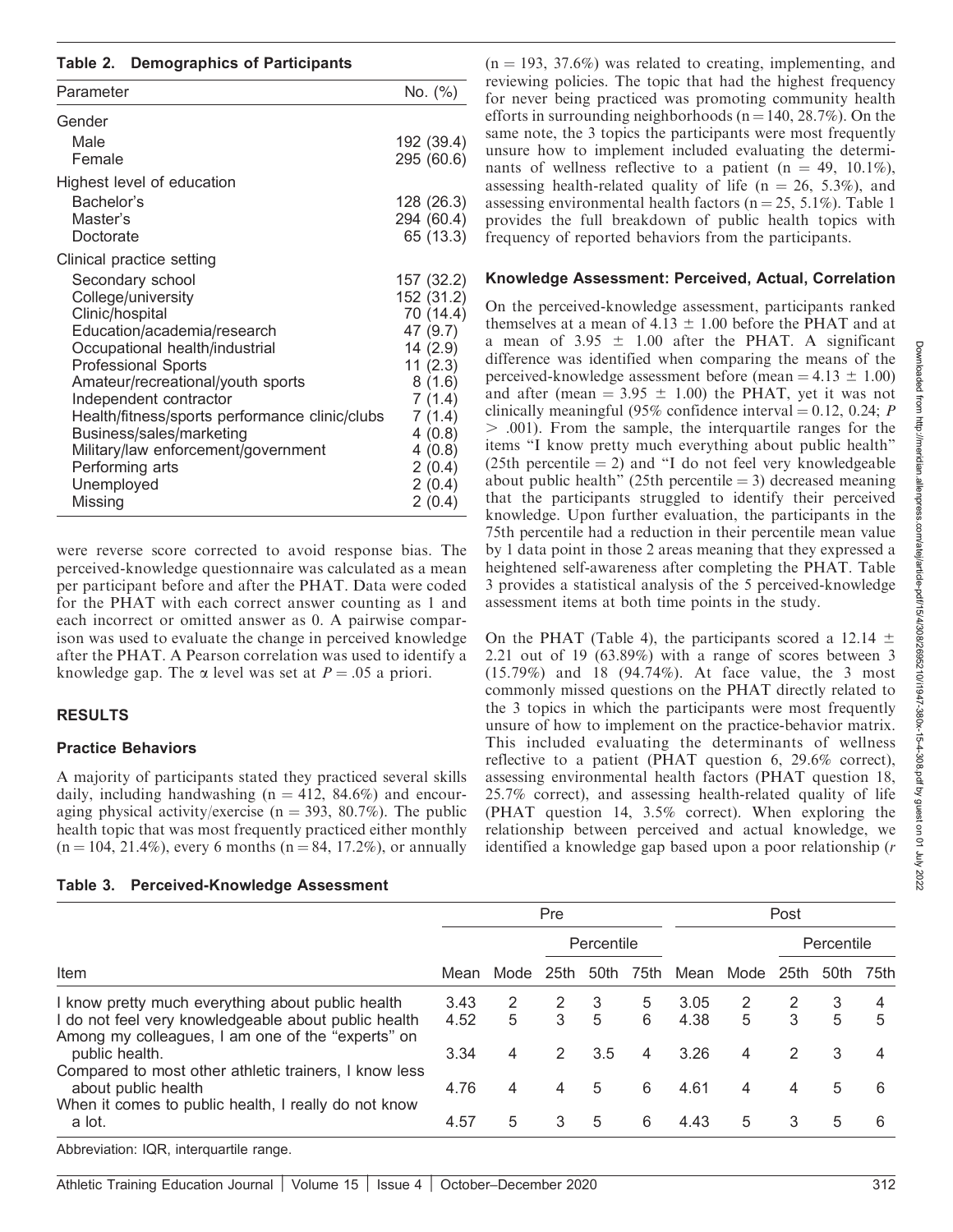**Table 2. Demographics of Participants**

| Parameter | No. (%) |
|---|---|
| Gender | |
| Male | 192 (39.4) |
| Female | 295 (60.6) |
| Highest level of education | |
| Bachelor's | 128 (26.3) |
| Master's | 294 (60.4) |
| Doctorate | 65 (13.3) |
| Clinical practice setting | |
| Secondary school | 157 (32.2) |
| College/university | 152 (31.2) |
| Clinic/hospital | 70 (14.4) |
| Education/academia/research | 47 (9.7) |
| Occupational health/industrial | 14 (2.9) |
| Professional Sports | 11 (2.3) |
| Amateur/recreational/youth sports | 8 (1.6) |
| Independent contractor | 7 (1.4) |
| Health/fitness/sports performance clinic/clubs | 7 (1.4) |
| Business/sales/marketing | 4 (0.8) |
| Military/law enforcement/government | 4 (0.8) |
| Performing arts | 2 (0.4) |
| Unemployed | 2 (0.4) |
| Missing | 2 (0.4) |

were reverse score corrected to avoid response bias. The perceived-knowledge questionnaire was calculated as a mean per participant before and after the PHAT. Data were coded for the PHAT with each correct answer counting as 1 and each incorrect or omitted answer as 0. A pairwise comparison was used to evaluate the change in perceived knowledge after the PHAT. A Pearson correlation was used to identify a knowledge gap. The α level was set at $P = .05$ a priori.

## RESULTS

### Practice Behaviors

A majority of participants stated they practiced several skills daily, including handwashing (n = 412, 84.6%) and encouraging physical activity/exercise (n = 393, 80.7%). The public health topic that was most frequently practiced either monthly (n = 104, 21.4%), every 6 months (n = 84, 17.2%), or annually (n = 193, 37.6%) was related to creating, implementing, and reviewing policies. The topic that had the highest frequency for never being practiced was promoting community health efforts in surrounding neighborhoods (n = 140, 28.7%). On the same note, the 3 topics the participants were most frequently unsure how to implement included evaluating the determinants of wellness reflective to a patient (n = 49, 10.1%), assessing health-related quality of life (n = 26, 5.3%), and assessing environmental health factors (n = 25, 5.1%). Table 1 provides the full breakdown of public health topics with frequency of reported behaviors from the participants.

### Knowledge Assessment: Perceived, Actual, Correlation

On the perceived-knowledge assessment, participants ranked themselves at a mean of 4.13 ± 1.00 before the PHAT and at a mean of 3.95 ± 1.00 after the PHAT. A significant difference was identified when comparing the means of the perceived-knowledge assessment before (mean = 4.13 ± 1.00) and after (mean = 3.95 ± 1.00) the PHAT, yet it was not clinically meaningful (95% confidence interval = 0.12, 0.24; $P > .001$). From the sample, the interquartile ranges for the items "I know pretty much everything about public health" (25th percentile = 2) and "I do not feel very knowledgeable about public health" (25th percentile = 3) decreased meaning that the participants struggled to identify their perceived knowledge. Upon further evaluation, the participants in the 75th percentile had a reduction in their percentile mean value by 1 data point in those 2 areas meaning that they expressed a heightened self-awareness after completing the PHAT. Table 3 provides a statistical analysis of the 5 perceived-knowledge assessment items at both time points in the study.

On the PHAT (Table 4), the participants scored a 12.14 ± 2.21 out of 19 (63.89%) with a range of scores between 3 (15.79%) and 18 (94.74%). At face value, the 3 most commonly missed questions on the PHAT directly related to the 3 topics in which the participants were most frequently unsure of how to implement on the practice-behavior matrix. This included evaluating the determinants of wellness reflective to a patient (PHAT question 6, 29.6% correct), assessing environmental health factors (PHAT question 18, 25.7% correct), and assessing health-related quality of life (PHAT question 14, 3.5% correct). When exploring the relationship between perceived and actual knowledge, we identified a knowledge gap based upon a poor relationship (*r*

**Table 3. Perceived-Knowledge Assessment**

| | Pre | | | | | Post | | | | |
|---|---|---|---|---|---|---|---|---|---|---|
| | | | Percentile | | | | | Percentile | | |
| Item | Mean | Mode | 25th | 50th | 75th | Mean | Mode | 25th | 50th | 75th |
| I know pretty much everything about public health | 3.43 | 2 | 2 | 3 | 5 | 3.05 | 2 | 2 | 3 | 4 |
| I do not feel very knowledgeable about public health | 4.52 | 5 | 3 | 5 | 6 | 4.38 | 5 | 3 | 5 | 5 |
| Among my colleagues, I am one of the "experts" on public health. | 3.34 | 4 | 2 | 3.5 | 4 | 3.26 | 4 | 2 | 3 | 4 |
| Compared to most other athletic trainers, I know less about public health | 4.76 | 4 | 4 | 5 | 6 | 4.61 | 4 | 4 | 5 | 6 |
| When it comes to public health, I really do not know a lot. | 4.57 | 5 | 3 | 5 | 6 | 4.43 | 5 | 3 | 5 | 6 |

Abbreviation: IQR, interquartile range.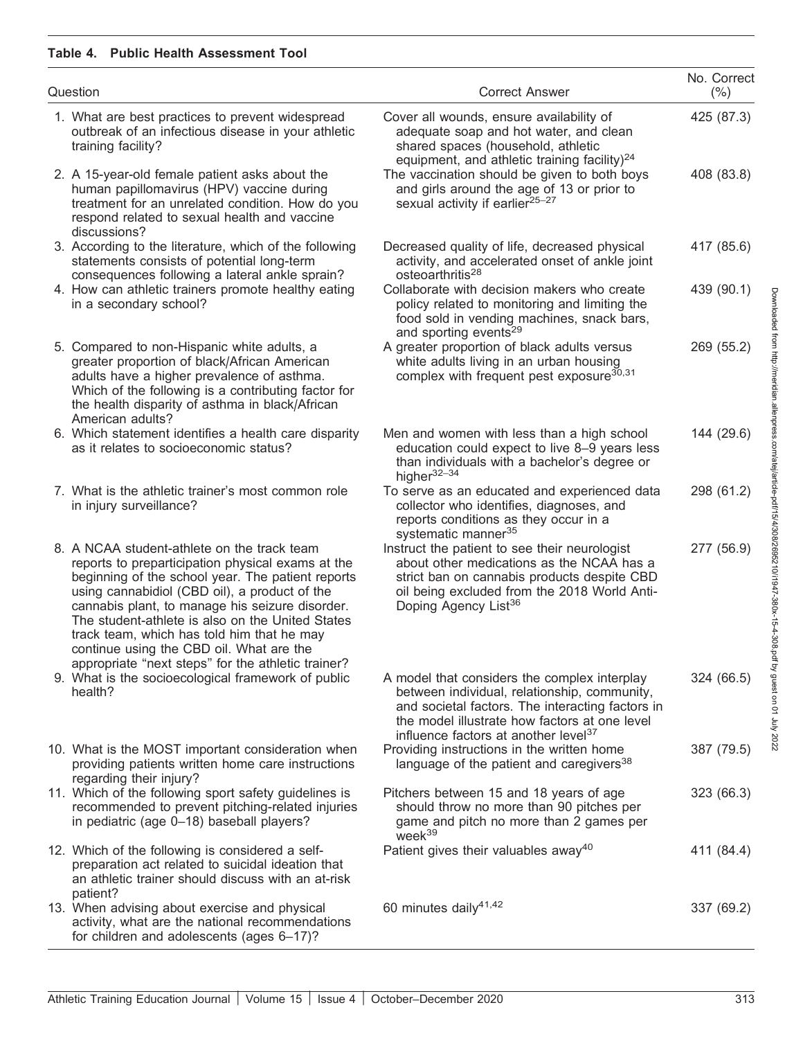**Table 4. Public Health Assessment Tool**

| Question | Correct Answer | No. Correct (%) |
|---|---|---|
| 1. What are best practices to prevent widespread outbreak of an infectious disease in your athletic training facility? | Cover all wounds, ensure availability of adequate soap and hot water, and clean shared spaces (household, athletic equipment, and athletic training facility)[24] | 425 (87.3) |
| 2. A 15-year-old female patient asks about the human papillomavirus (HPV) vaccine during treatment for an unrelated condition. How do you respond related to sexual health and vaccine discussions? | The vaccination should be given to both boys and girls around the age of 13 or prior to sexual activity if earlier[25–27] | 408 (83.8) |
| 3. According to the literature, which of the following statements consists of potential long-term consequences following a lateral ankle sprain? | Decreased quality of life, decreased physical activity, and accelerated onset of ankle joint osteoarthritis[28] | 417 (85.6) |
| 4. How can athletic trainers promote healthy eating in a secondary school? | Collaborate with decision makers who create policy related to monitoring and limiting the food sold in vending machines, snack bars, and sporting events[29] | 439 (90.1) |
| 5. Compared to non-Hispanic white adults, a greater proportion of black/African American adults have a higher prevalence of asthma. Which of the following is a contributing factor for the health disparity of asthma in black/African American adults? | A greater proportion of black adults versus white adults living in an urban housing complex with frequent pest exposure[30,31] | 269 (55.2) |
| 6. Which statement identifies a health care disparity as it relates to socioeconomic status? | Men and women with less than a high school education could expect to live 8–9 years less than individuals with a bachelor's degree or higher[32–34] | 144 (29.6) |
| 7. What is the athletic trainer's most common role in injury surveillance? | To serve as an educated and experienced data collector who identifies, diagnoses, and reports conditions as they occur in a systematic manner[35] | 298 (61.2) |
| 8. A NCAA student-athlete on the track team reports to preparticipation physical exams at the beginning of the school year. The patient reports using cannabidiol (CBD oil), a product of the cannabis plant, to manage his seizure disorder. The student-athlete is also on the United States track team, which has told him that he may continue using the CBD oil. What are the appropriate "next steps" for the athletic trainer? | Instruct the patient to see their neurologist about other medications as the NCAA has a strict ban on cannabis products despite CBD oil being excluded from the 2018 World Anti-Doping Agency List[36] | 277 (56.9) |
| 9. What is the socioecological framework of public health? | A model that considers the complex interplay between individual, relationship, community, and societal factors. The interacting factors in the model illustrate how factors at one level influence factors at another level[37] | 324 (66.5) |
| 10. What is the MOST important consideration when providing patients written home care instructions regarding their injury? | Providing instructions in the written home language of the patient and caregivers[38] | 387 (79.5) |
| 11. Which of the following sport safety guidelines is recommended to prevent pitching-related injuries in pediatric (age 0–18) baseball players? | Pitchers between 15 and 18 years of age should throw no more than 90 pitches per game and pitch no more than 2 games per week[39] | 323 (66.3) |
| 12. Which of the following is considered a self-preparation act related to suicidal ideation that an athletic trainer should discuss with an at-risk patient? | Patient gives their valuables away[40] | 411 (84.4) |
| 13. When advising about exercise and physical activity, what are the national recommendations for children and adolescents (ages 6–17)? | 60 minutes daily[41,42] | 337 (69.2) |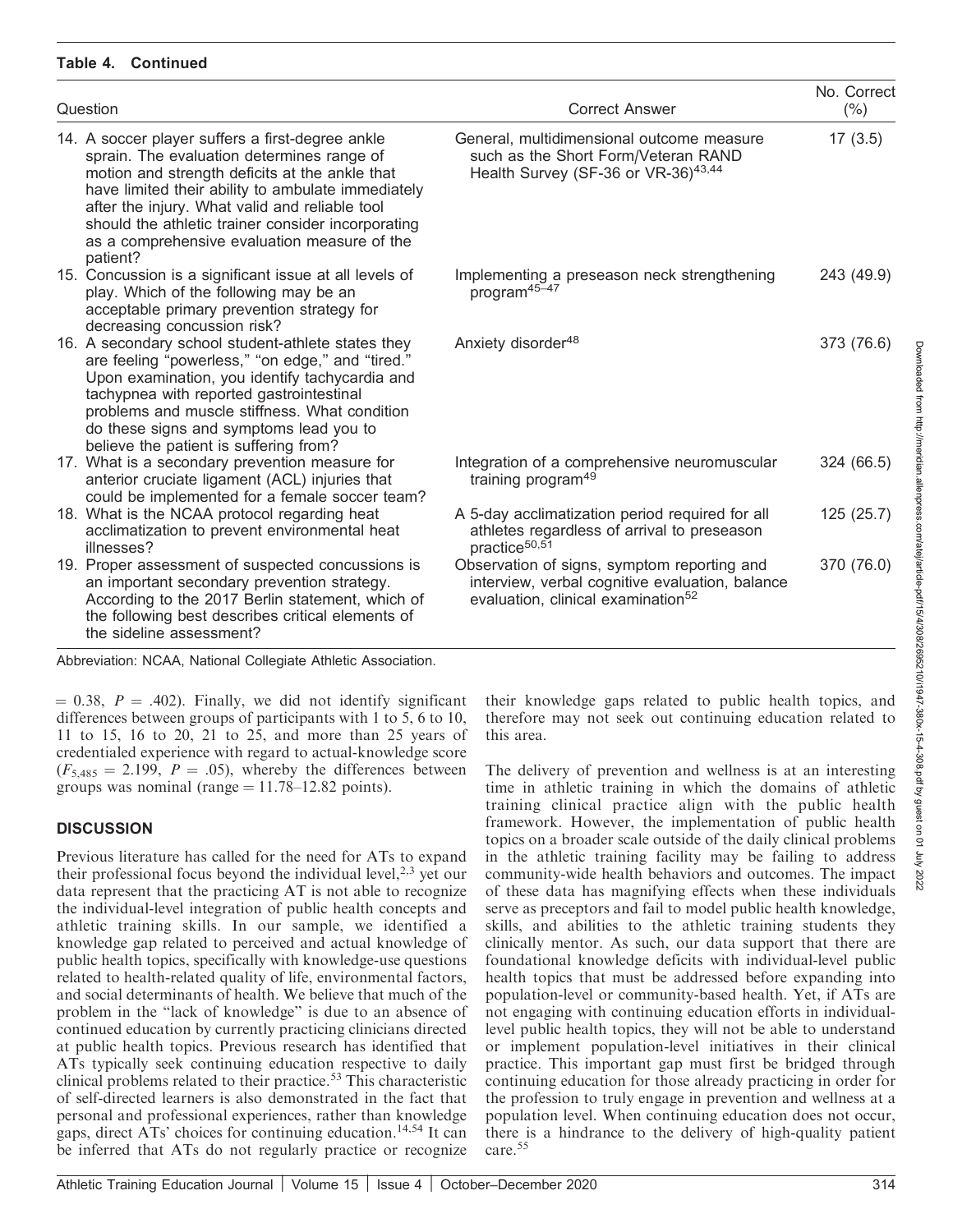**Table 4. Continued**

| Question | Correct Answer | No. Correct (%) |
| --- | --- | --- |
| 14. A soccer player suffers a first-degree ankle sprain. The evaluation determines range of motion and strength deficits at the ankle that have limited their ability to ambulate immediately after the injury. What valid and reliable tool should the athletic trainer consider incorporating as a comprehensive evaluation measure of the patient? | General, multidimensional outcome measure such as the Short Form/Veteran RAND Health Survey (SF-36 or VR-36)[43,44] | 17 (3.5) |
| 15. Concussion is a significant issue at all levels of play. Which of the following may be an acceptable primary prevention strategy for decreasing concussion risk? | Implementing a preseason neck strengthening program[45–47] | 243 (49.9) |
| 16. A secondary school student-athlete states they are feeling "powerless," "on edge," and "tired." Upon examination, you identify tachycardia and tachypnea with reported gastrointestinal problems and muscle stiffness. What condition do these signs and symptoms lead you to believe the patient is suffering from? | Anxiety disorder[48] | 373 (76.6) |
| 17. What is a secondary prevention measure for anterior cruciate ligament (ACL) injuries that could be implemented for a female soccer team? | Integration of a comprehensive neuromuscular training program[49] | 324 (66.5) |
| 18. What is the NCAA protocol regarding heat acclimatization to prevent environmental heat illnesses? | A 5-day acclimatization period required for all athletes regardless of arrival to preseason practice[50,51] | 125 (25.7) |
| 19. Proper assessment of suspected concussions is an important secondary prevention strategy. According to the 2017 Berlin statement, which of the following best describes critical elements of the sideline assessment? | Observation of signs, symptom reporting and interview, verbal cognitive evaluation, balance evaluation, clinical examination[52] | 370 (76.0) |

Abbreviation: NCAA, National Collegiate Athletic Association.

= 0.38, $P$ = .402). Finally, we did not identify significant differences between groups of participants with 1 to 5, 6 to 10, 11 to 15, 16 to 20, 21 to 25, and more than 25 years of credentialed experience with regard to actual-knowledge score ($F_{5,485}$ = 2.199, $P$ = .05), whereby the differences between groups was nominal (range = 11.78–12.82 points).

## DISCUSSION

Previous literature has called for the need for ATs to expand their professional focus beyond the individual level,[2,3] yet our data represent that the practicing AT is not able to recognize the individual-level integration of public health concepts and athletic training skills. In our sample, we identified a knowledge gap related to perceived and actual knowledge of public health topics, specifically with knowledge-use questions related to health-related quality of life, environmental factors, and social determinants of health. We believe that much of the problem in the "lack of knowledge" is due to an absence of continued education by currently practicing clinicians directed at public health topics. Previous research has identified that ATs typically seek continuing education respective to daily clinical problems related to their practice.[53] This characteristic of self-directed learners is also demonstrated in the fact that personal and professional experiences, rather than knowledge gaps, direct ATs' choices for continuing education.[14,54] It can be inferred that ATs do not regularly practice or recognize their knowledge gaps related to public health topics, and therefore may not seek out continuing education related to this area.

The delivery of prevention and wellness is at an interesting time in athletic training in which the domains of athletic training clinical practice align with the public health framework. However, the implementation of public health topics on a broader scale outside of the daily clinical problems in the athletic training facility may be failing to address community-wide health behaviors and outcomes. The impact of these data has magnifying effects when these individuals serve as preceptors and fail to model public health knowledge, skills, and abilities to the athletic training students they clinically mentor. As such, our data support that there are foundational knowledge deficits with individual-level public health topics that must be addressed before expanding into population-level or community-based health. Yet, if ATs are not engaging with continuing education efforts in individual-level public health topics, they will not be able to understand or implement population-level initiatives in their clinical practice. This important gap must first be bridged through continuing education for those already practicing in order for the profession to truly engage in prevention and wellness at a population level. When continuing education does not occur, there is a hindrance to the delivery of high-quality patient care.[55]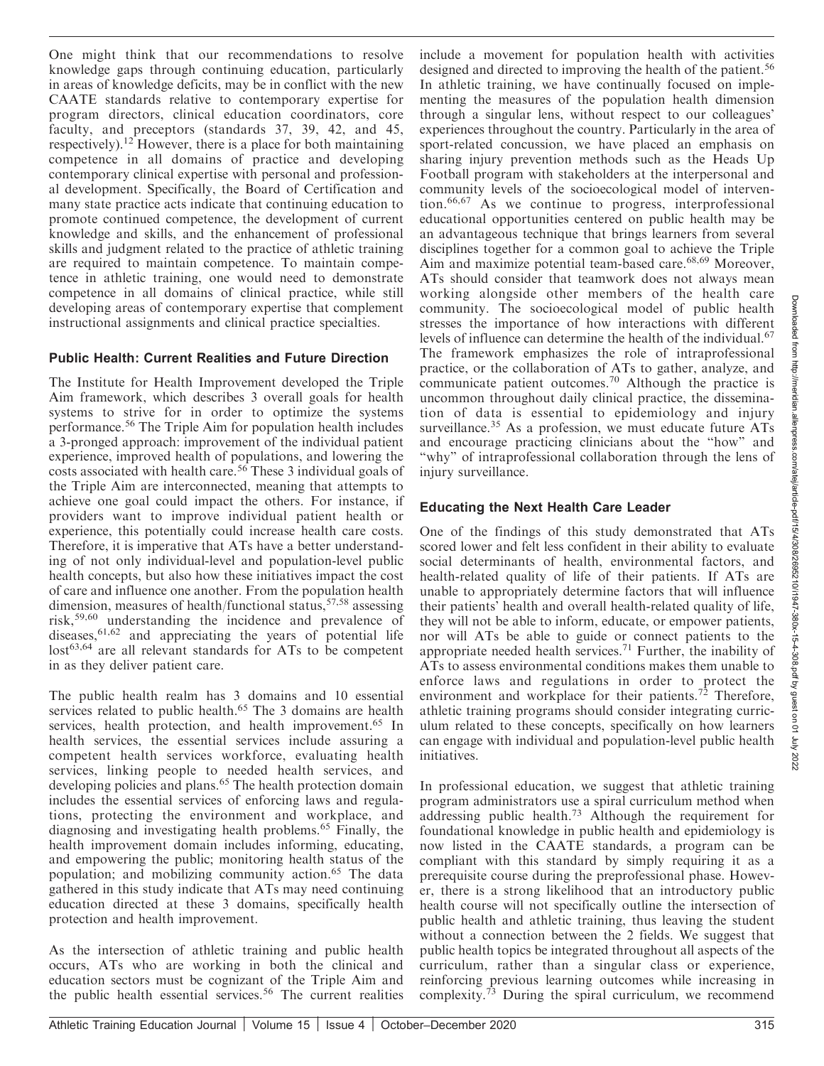One might think that our recommendations to resolve knowledge gaps through continuing education, particularly in areas of knowledge deficits, may be in conflict with the new CAATE standards relative to contemporary expertise for program directors, clinical education coordinators, core faculty, and preceptors (standards 37, 39, 42, and 45, respectively).[12] However, there is a place for both maintaining competence in all domains of practice and developing contemporary clinical expertise with personal and professional development. Specifically, the Board of Certification and many state practice acts indicate that continuing education to promote continued competence, the development of current knowledge and skills, and the enhancement of professional skills and judgment related to the practice of athletic training are required to maintain competence. To maintain competence in athletic training, one would need to demonstrate competence in all domains of clinical practice, while still developing areas of contemporary expertise that complement instructional assignments and clinical practice specialties.

### Public Health: Current Realities and Future Direction

The Institute for Health Improvement developed the Triple Aim framework, which describes 3 overall goals for health systems to strive for in order to optimize the systems performance.[56] The Triple Aim for population health includes a 3-pronged approach: improvement of the individual patient experience, improved health of populations, and lowering the costs associated with health care.[56] These 3 individual goals of the Triple Aim are interconnected, meaning that attempts to achieve one goal could impact the others. For instance, if providers want to improve individual patient health or experience, this potentially could increase health care costs. Therefore, it is imperative that ATs have a better understanding of not only individual-level and population-level public health concepts, but also how these initiatives impact the cost of care and influence one another. From the population health dimension, measures of health/functional status,[57,58] assessing risk,[59,60] understanding the incidence and prevalence of diseases,[61,62] and appreciating the years of potential life lost[63,64] are all relevant standards for ATs to be competent in as they deliver patient care.

The public health realm has 3 domains and 10 essential services related to public health.[65] The 3 domains are health services, health protection, and health improvement.[65] In health services, the essential services include assuring a competent health services workforce, evaluating health services, linking people to needed health services, and developing policies and plans.[65] The health protection domain includes the essential services of enforcing laws and regulations, protecting the environment and workplace, and diagnosing and investigating health problems.[65] Finally, the health improvement domain includes informing, educating, and empowering the public; monitoring health status of the population; and mobilizing community action.[65] The data gathered in this study indicate that ATs may need continuing education directed at these 3 domains, specifically health protection and health improvement.

As the intersection of athletic training and public health occurs, ATs who are working in both the clinical and education sectors must be cognizant of the Triple Aim and the public health essential services.[56] The current realities include a movement for population health with activities designed and directed to improving the health of the patient.[56] In athletic training, we have continually focused on implementing the measures of the population health dimension through a singular lens, without respect to our colleagues' experiences throughout the country. Particularly in the area of sport-related concussion, we have placed an emphasis on sharing injury prevention methods such as the Heads Up Football program with stakeholders at the interpersonal and community levels of the socioecological model of intervention.[66,67] As we continue to progress, interprofessional educational opportunities centered on public health may be an advantageous technique that brings learners from several disciplines together for a common goal to achieve the Triple Aim and maximize potential team-based care.[68,69] Moreover, ATs should consider that teamwork does not always mean working alongside other members of the health care community. The socioecological model of public health stresses the importance of how interactions with different levels of influence can determine the health of the individual.[67] The framework emphasizes the role of intraprofessional practice, or the collaboration of ATs to gather, analyze, and communicate patient outcomes.[70] Although the practice is uncommon throughout daily clinical practice, the dissemination of data is essential to epidemiology and injury surveillance.[35] As a profession, we must educate future ATs and encourage practicing clinicians about the "how" and "why" of intraprofessional collaboration through the lens of injury surveillance.

### Educating the Next Health Care Leader

One of the findings of this study demonstrated that ATs scored lower and felt less confident in their ability to evaluate social determinants of health, environmental factors, and health-related quality of life of their patients. If ATs are unable to appropriately determine factors that will influence their patients' health and overall health-related quality of life, they will not be able to inform, educate, or empower patients, nor will ATs be able to guide or connect patients to the appropriate needed health services.[71] Further, the inability of ATs to assess environmental conditions makes them unable to enforce laws and regulations in order to protect the environment and workplace for their patients.[72] Therefore, athletic training programs should consider integrating curriculum related to these concepts, specifically on how learners can engage with individual and population-level public health initiatives.

In professional education, we suggest that athletic training program administrators use a spiral curriculum method when addressing public health.[73] Although the requirement for foundational knowledge in public health and epidemiology is now listed in the CAATE standards, a program can be compliant with this standard by simply requiring it as a prerequisite course during the preprofessional phase. However, there is a strong likelihood that an introductory public health course will not specifically outline the intersection of public health and athletic training, thus leaving the student without a connection between the 2 fields. We suggest that public health topics be integrated throughout all aspects of the curriculum, rather than a singular class or experience, reinforcing previous learning outcomes while increasing in complexity.[73] During the spiral curriculum, we recommend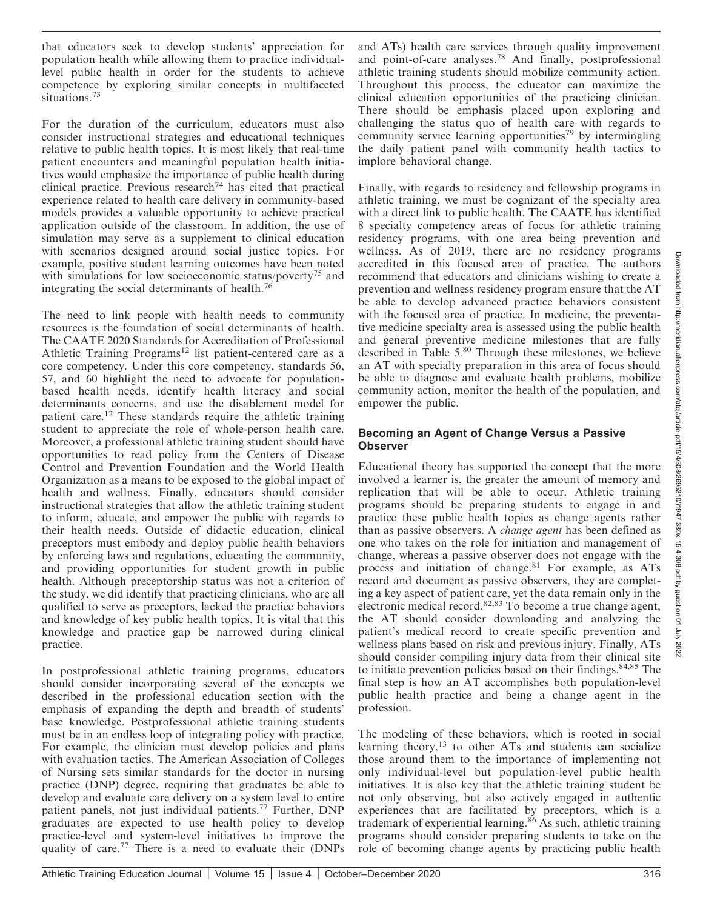that educators seek to develop students' appreciation for population health while allowing them to practice individual-level public health in order for the students to achieve competence by exploring similar concepts in multifaceted situations.[73]

For the duration of the curriculum, educators must also consider instructional strategies and educational techniques relative to public health topics. It is most likely that real-time patient encounters and meaningful population health initiatives would emphasize the importance of public health during clinical practice. Previous research[74] has cited that practical experience related to health care delivery in community-based models provides a valuable opportunity to achieve practical application outside of the classroom. In addition, the use of simulation may serve as a supplement to clinical education with scenarios designed around social justice topics. For example, positive student learning outcomes have been noted with simulations for low socioeconomic status/poverty[75] and integrating the social determinants of health.[76]

The need to link people with health needs to community resources is the foundation of social determinants of health. The CAATE 2020 Standards for Accreditation of Professional Athletic Training Programs[12] list patient-centered care as a core competency. Under this core competency, standards 56, 57, and 60 highlight the need to advocate for population-based health needs, identify health literacy and social determinants concerns, and use the disablement model for patient care.[12] These standards require the athletic training student to appreciate the role of whole-person health care. Moreover, a professional athletic training student should have opportunities to read policy from the Centers of Disease Control and Prevention Foundation and the World Health Organization as a means to be exposed to the global impact of health and wellness. Finally, educators should consider instructional strategies that allow the athletic training student to inform, educate, and empower the public with regards to their health needs. Outside of didactic education, clinical preceptors must embody and deploy public health behaviors by enforcing laws and regulations, educating the community, and providing opportunities for student growth in public health. Although preceptorship status was not a criterion of the study, we did identify that practicing clinicians, who are all qualified to serve as preceptors, lacked the practice behaviors and knowledge of key public health topics. It is vital that this knowledge and practice gap be narrowed during clinical practice.

In postprofessional athletic training programs, educators should consider incorporating several of the concepts we described in the professional education section with the emphasis of expanding the depth and breadth of students' base knowledge. Postprofessional athletic training students must be in an endless loop of integrating policy with practice. For example, the clinician must develop policies and plans with evaluation tactics. The American Association of Colleges of Nursing sets similar standards for the doctor in nursing practice (DNP) degree, requiring that graduates be able to develop and evaluate care delivery on a system level to entire patient panels, not just individual patients.[77] Further, DNP graduates are expected to use health policy to develop practice-level and system-level initiatives to improve the quality of care.[77] There is a need to evaluate their (DNPs and ATs) health care services through quality improvement and point-of-care analyses.[78] And finally, postprofessional athletic training students should mobilize community action. Throughout this process, the educator can maximize the clinical education opportunities of the practicing clinician. There should be emphasis placed upon exploring and challenging the status quo of health care with regards to community service learning opportunities[79] by intermingling the daily patient panel with community health tactics to implore behavioral change.

Finally, with regards to residency and fellowship programs in athletic training, we must be cognizant of the specialty area with a direct link to public health. The CAATE has identified 8 specialty competency areas of focus for athletic training residency programs, with one area being prevention and wellness. As of 2019, there are no residency programs accredited in this focused area of practice. The authors recommend that educators and clinicians wishing to create a prevention and wellness residency program ensure that the AT be able to develop advanced practice behaviors consistent with the focused area of practice. In medicine, the preventative medicine specialty area is assessed using the public health and general preventive medicine milestones that are fully described in Table 5.[80] Through these milestones, we believe an AT with specialty preparation in this area of focus should be able to diagnose and evaluate health problems, mobilize community action, monitor the health of the population, and empower the public.

### Becoming an Agent of Change Versus a Passive Observer

Educational theory has supported the concept that the more involved a learner is, the greater the amount of memory and replication that will be able to occur. Athletic training programs should be preparing students to engage in and practice these public health topics as change agents rather than as passive observers. A *change agent* has been defined as one who takes on the role for initiation and management of change, whereas a passive observer does not engage with the process and initiation of change.[81] For example, as ATs record and document as passive observers, they are completing a key aspect of patient care, yet the data remain only in the electronic medical record.[82,83] To become a true change agent, the AT should consider downloading and analyzing the patient's medical record to create specific prevention and wellness plans based on risk and previous injury. Finally, ATs should consider compiling injury data from their clinical site to initiate prevention policies based on their findings.[84,85] The final step is how an AT accomplishes both population-level public health practice and being a change agent in the profession.

The modeling of these behaviors, which is rooted in social learning theory,[13] to other ATs and students can socialize those around them to the importance of implementing not only individual-level but population-level public health initiatives. It is also key that the athletic training student be not only observing, but also actively engaged in authentic experiences that are facilitated by preceptors, which is a trademark of experiential learning.[86] As such, athletic training programs should consider preparing students to take on the role of becoming change agents by practicing public health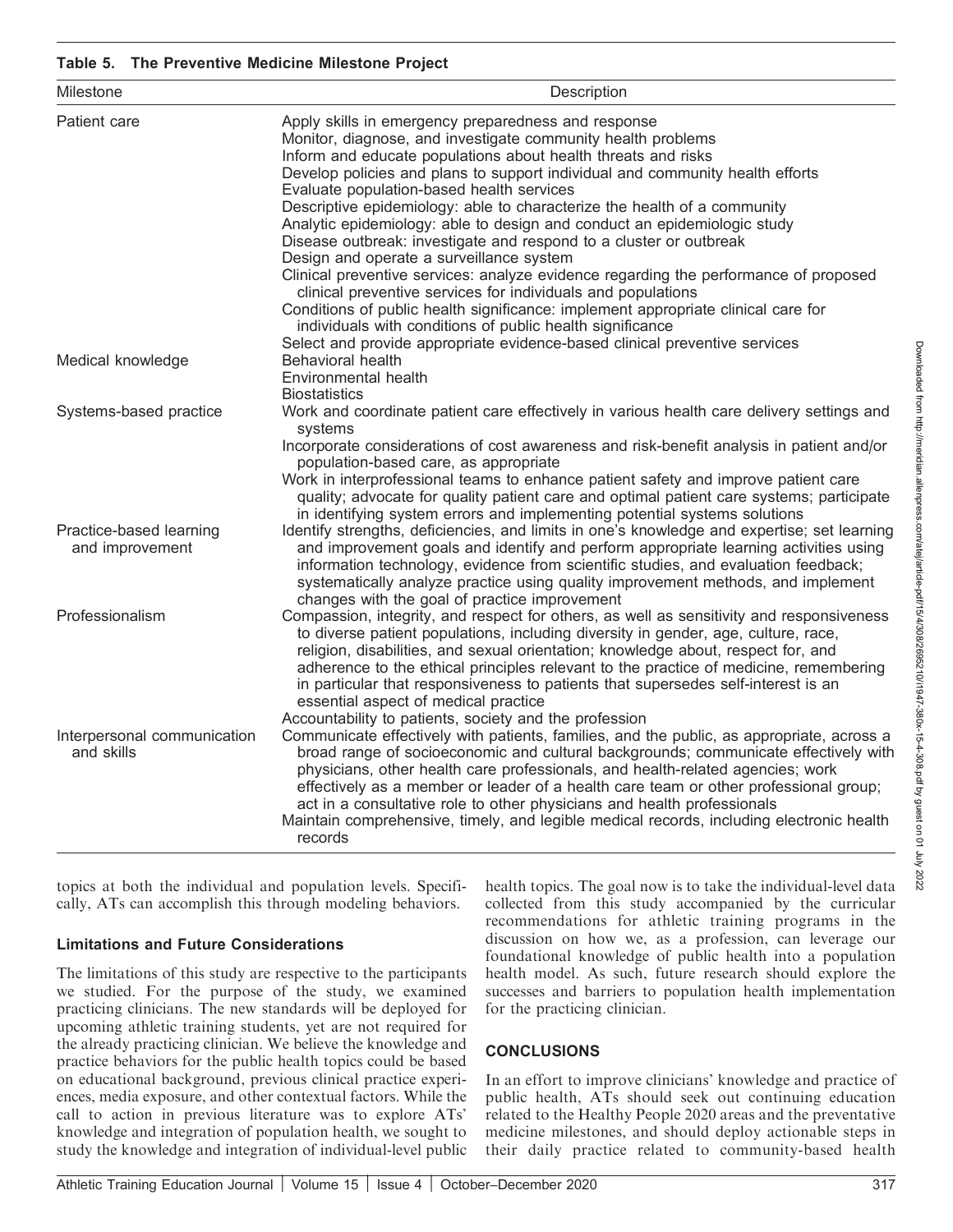**Table 5. The Preventive Medicine Milestone Project**

| Milestone | Description |
| --- | --- |
| Patient care | Apply skills in emergency preparedness and response |
| | Monitor, diagnose, and investigate community health problems |
| | Inform and educate populations about health threats and risks |
| | Develop policies and plans to support individual and community health efforts |
| | Evaluate population-based health services |
| | Descriptive epidemiology: able to characterize the health of a community |
| | Analytic epidemiology: able to design and conduct an epidemiologic study |
| | Disease outbreak: investigate and respond to a cluster or outbreak |
| | Design and operate a surveillance system |
| | Clinical preventive services: analyze evidence regarding the performance of proposed clinical preventive services for individuals and populations |
| | Conditions of public health significance: implement appropriate clinical care for individuals with conditions of public health significance |
| | Select and provide appropriate evidence-based clinical preventive services |
| Medical knowledge | Behavioral health |
| | Environmental health |
| | Biostatistics |
| Systems-based practice | Work and coordinate patient care effectively in various health care delivery settings and systems |
| | Incorporate considerations of cost awareness and risk-benefit analysis in patient and/or population-based care, as appropriate |
| | Work in interprofessional teams to enhance patient safety and improve patient care quality; advocate for quality patient care and optimal patient care systems; participate in identifying system errors and implementing potential systems solutions |
| Practice-based learning and improvement | Identify strengths, deficiencies, and limits in one's knowledge and expertise; set learning and improvement goals and identify and perform appropriate learning activities using information technology, evidence from scientific studies, and evaluation feedback; systematically analyze practice using quality improvement methods, and implement changes with the goal of practice improvement |
| Professionalism | Compassion, integrity, and respect for others, as well as sensitivity and responsiveness to diverse patient populations, including diversity in gender, age, culture, race, religion, disabilities, and sexual orientation; knowledge about, respect for, and adherence to the ethical principles relevant to the practice of medicine, remembering in particular that responsiveness to patients that supersedes self-interest is an essential aspect of medical practice |
| | Accountability to patients, society and the profession |
| Interpersonal communication and skills | Communicate effectively with patients, families, and the public, as appropriate, across a broad range of socioeconomic and cultural backgrounds; communicate effectively with physicians, other health care professionals, and health-related agencies; work effectively as a member or leader of a health care team or other professional group; act in a consultative role to other physicians and health professionals |
| | Maintain comprehensive, timely, and legible medical records, including electronic health records |

topics at both the individual and population levels. Specifically, ATs can accomplish this through modeling behaviors.

### Limitations and Future Considerations

The limitations of this study are respective to the participants we studied. For the purpose of the study, we examined practicing clinicians. The new standards will be deployed for upcoming athletic training students, yet are not required for the already practicing clinician. We believe the knowledge and practice behaviors for the public health topics could be based on educational background, previous clinical practice experiences, media exposure, and other contextual factors. While the call to action in previous literature was to explore ATs' knowledge and integration of population health, we sought to study the knowledge and integration of individual-level public health topics. The goal now is to take the individual-level data collected from this study accompanied by the curricular recommendations for athletic training programs in the discussion on how we, as a profession, can leverage our foundational knowledge of public health into a population health model. As such, future research should explore the successes and barriers to population health implementation for the practicing clinician.

## CONCLUSIONS

In an effort to improve clinicians' knowledge and practice of public health, ATs should seek out continuing education related to the Healthy People 2020 areas and the preventative medicine milestones, and should deploy actionable steps in their daily practice related to community-based health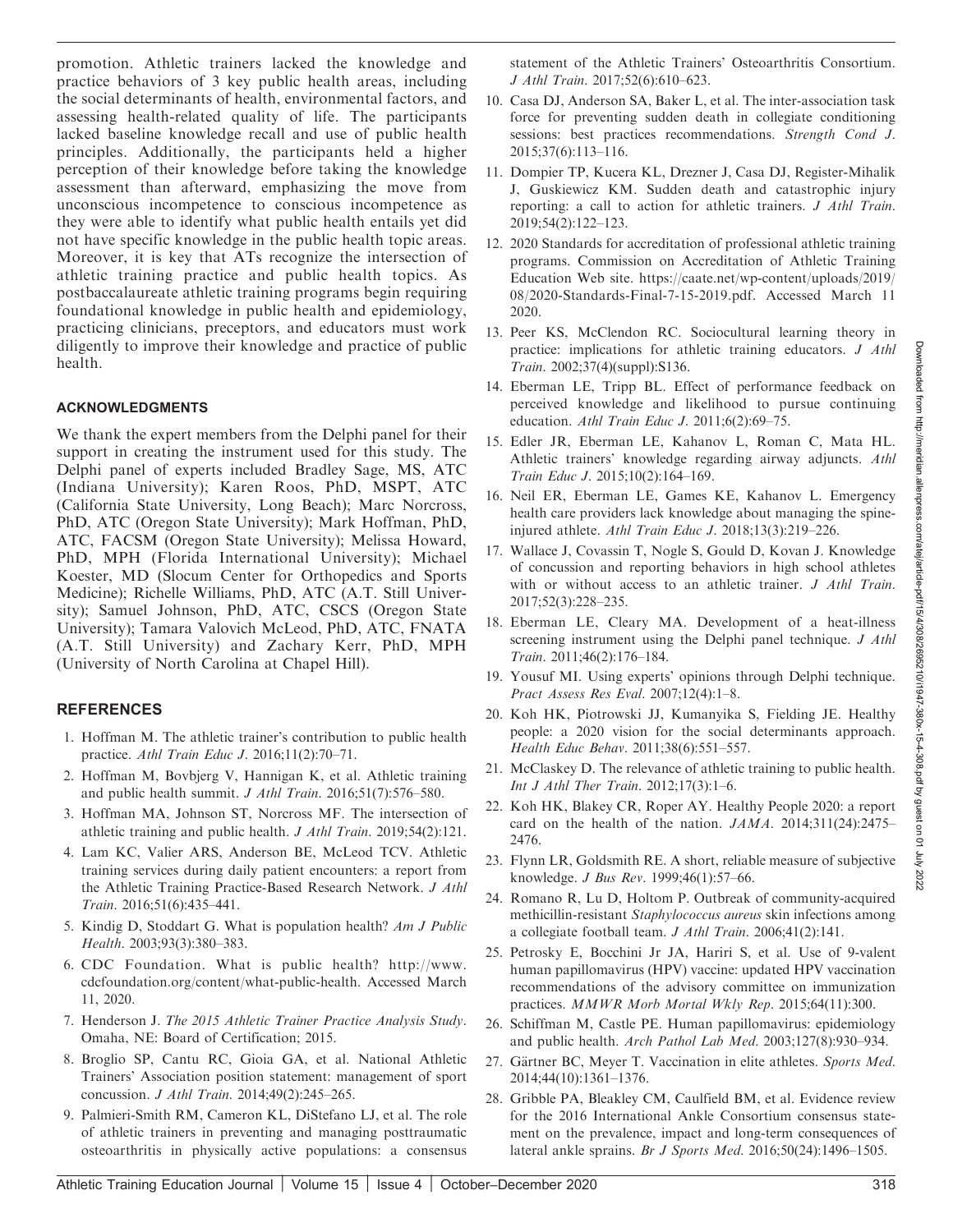promotion. Athletic trainers lacked the knowledge and practice behaviors of 3 key public health areas, including the social determinants of health, environmental factors, and assessing health-related quality of life. The participants lacked baseline knowledge recall and use of public health principles. Additionally, the participants held a higher perception of their knowledge before taking the knowledge assessment than afterward, emphasizing the move from unconscious incompetence to conscious incompetence as they were able to identify what public health entails yet did not have specific knowledge in the public health topic areas. Moreover, it is key that ATs recognize the intersection of athletic training practice and public health topics. As postbaccalaureate athletic training programs begin requiring foundational knowledge in public health and epidemiology, practicing clinicians, preceptors, and educators must work diligently to improve their knowledge and practice of public health.

## ACKNOWLEDGMENTS

We thank the expert members from the Delphi panel for their support in creating the instrument used for this study. The Delphi panel of experts included Bradley Sage, MS, ATC (Indiana University); Karen Roos, PhD, MSPT, ATC (California State University, Long Beach); Marc Norcross, PhD, ATC (Oregon State University); Mark Hoffman, PhD, ATC, FACSM (Oregon State University); Melissa Howard, PhD, MPH (Florida International University); Michael Koester, MD (Slocum Center for Orthopedics and Sports Medicine); Richelle Williams, PhD, ATC (A.T. Still University); Samuel Johnson, PhD, ATC, CSCS (Oregon State University); Tamara Valovich McLeod, PhD, ATC, FNATA (A.T. Still University) and Zachary Kerr, PhD, MPH (University of North Carolina at Chapel Hill).

## REFERENCES

1. Hoffman M. The athletic trainer's contribution to public health practice. *Athl Train Educ J*. 2016;11(2):70–71.
2. Hoffman M, Bovbjerg V, Hannigan K, et al. Athletic training and public health summit. *J Athl Train*. 2016;51(7):576–580.
3. Hoffman MA, Johnson ST, Norcross MF. The intersection of athletic training and public health. *J Athl Train*. 2019;54(2):121.
4. Lam KC, Valier ARS, Anderson BE, McLeod TCV. Athletic training services during daily patient encounters: a report from the Athletic Training Practice-Based Research Network. *J Athl Train*. 2016;51(6):435–441.
5. Kindig D, Stoddart G. What is population health? *Am J Public Health*. 2003;93(3):380–383.
6. CDC Foundation. What is public health? http://www.cdcfoundation.org/content/what-public-health. Accessed March 11, 2020.
7. Henderson J. *The 2015 Athletic Trainer Practice Analysis Study*. Omaha, NE: Board of Certification; 2015.
8. Broglio SP, Cantu RC, Gioia GA, et al. National Athletic Trainers' Association position statement: management of sport concussion. *J Athl Train*. 2014;49(2):245–265.
9. Palmieri-Smith RM, Cameron KL, DiStefano LJ, et al. The role of athletic trainers in preventing and managing posttraumatic osteoarthritis in physically active populations: a consensus statement of the Athletic Trainers' Osteoarthritis Consortium. *J Athl Train*. 2017;52(6):610–623.
10. Casa DJ, Anderson SA, Baker L, et al. The inter-association task force for preventing sudden death in collegiate conditioning sessions: best practices recommendations. *Strength Cond J*. 2015;37(6):113–116.
11. Dompier TP, Kucera KL, Drezner J, Casa DJ, Register-Mihalik J, Guskiewicz KM. Sudden death and catastrophic injury reporting: a call to action for athletic trainers. *J Athl Train*. 2019;54(2):122–123.
12. 2020 Standards for accreditation of professional athletic training programs. Commission on Accreditation of Athletic Training Education Web site. https://caate.net/wp-content/uploads/2019/08/2020-Standards-Final-7-15-2019.pdf. Accessed March 11 2020.
13. Peer KS, McClendon RC. Sociocultural learning theory in practice: implications for athletic training educators. *J Athl Train*. 2002;37(4)(suppl):S136.
14. Eberman LE, Tripp BL. Effect of performance feedback on perceived knowledge and likelihood to pursue continuing education. *Athl Train Educ J*. 2011;6(2):69–75.
15. Edler JR, Eberman LE, Kahanov L, Roman C, Mata HL. Athletic trainers' knowledge regarding airway adjuncts. *Athl Train Educ J*. 2015;10(2):164–169.
16. Neil ER, Eberman LE, Games KE, Kahanov L. Emergency health care providers lack knowledge about managing the spine-injured athlete. *Athl Train Educ J*. 2018;13(3):219–226.
17. Wallace J, Covassin T, Nogle S, Gould D, Kovan J. Knowledge of concussion and reporting behaviors in high school athletes with or without access to an athletic trainer. *J Athl Train*. 2017;52(3):228–235.
18. Eberman LE, Cleary MA. Development of a heat-illness screening instrument using the Delphi panel technique. *J Athl Train*. 2011;46(2):176–184.
19. Yousuf MI. Using experts' opinions through Delphi technique. *Pract Assess Res Eval*. 2007;12(4):1–8.
20. Koh HK, Piotrowski JJ, Kumanyika S, Fielding JE. Healthy people: a 2020 vision for the social determinants approach. *Health Educ Behav*. 2011;38(6):551–557.
21. McClaskey D. The relevance of athletic training to public health. *Int J Athl Ther Train*. 2012;17(3):1–6.
22. Koh HK, Blakey CR, Roper AY. Healthy People 2020: a report card on the health of the nation. *JAMA*. 2014;311(24):2475–2476.
23. Flynn LR, Goldsmith RE. A short, reliable measure of subjective knowledge. *J Bus Rev*. 1999;46(1):57–66.
24. Romano R, Lu D, Holtom P. Outbreak of community-acquired methicillin-resistant *Staphylococcus aureus* skin infections among a collegiate football team. *J Athl Train*. 2006;41(2):141.
25. Petrosky E, Bocchini Jr JA, Hariri S, et al. Use of 9-valent human papillomavirus (HPV) vaccine: updated HPV vaccination recommendations of the advisory committee on immunization practices. *MMWR Morb Mortal Wkly Rep*. 2015;64(11):300.
26. Schiffman M, Castle PE. Human papillomavirus: epidemiology and public health. *Arch Pathol Lab Med*. 2003;127(8):930–934.
27. Gärtner BC, Meyer T. Vaccination in elite athletes. *Sports Med*. 2014;44(10):1361–1376.
28. Gribble PA, Bleakley CM, Caulfield BM, et al. Evidence review for the 2016 International Ankle Consortium consensus statement on the prevalence, impact and long-term consequences of lateral ankle sprains. *Br J Sports Med*. 2016;50(24):1496–1505.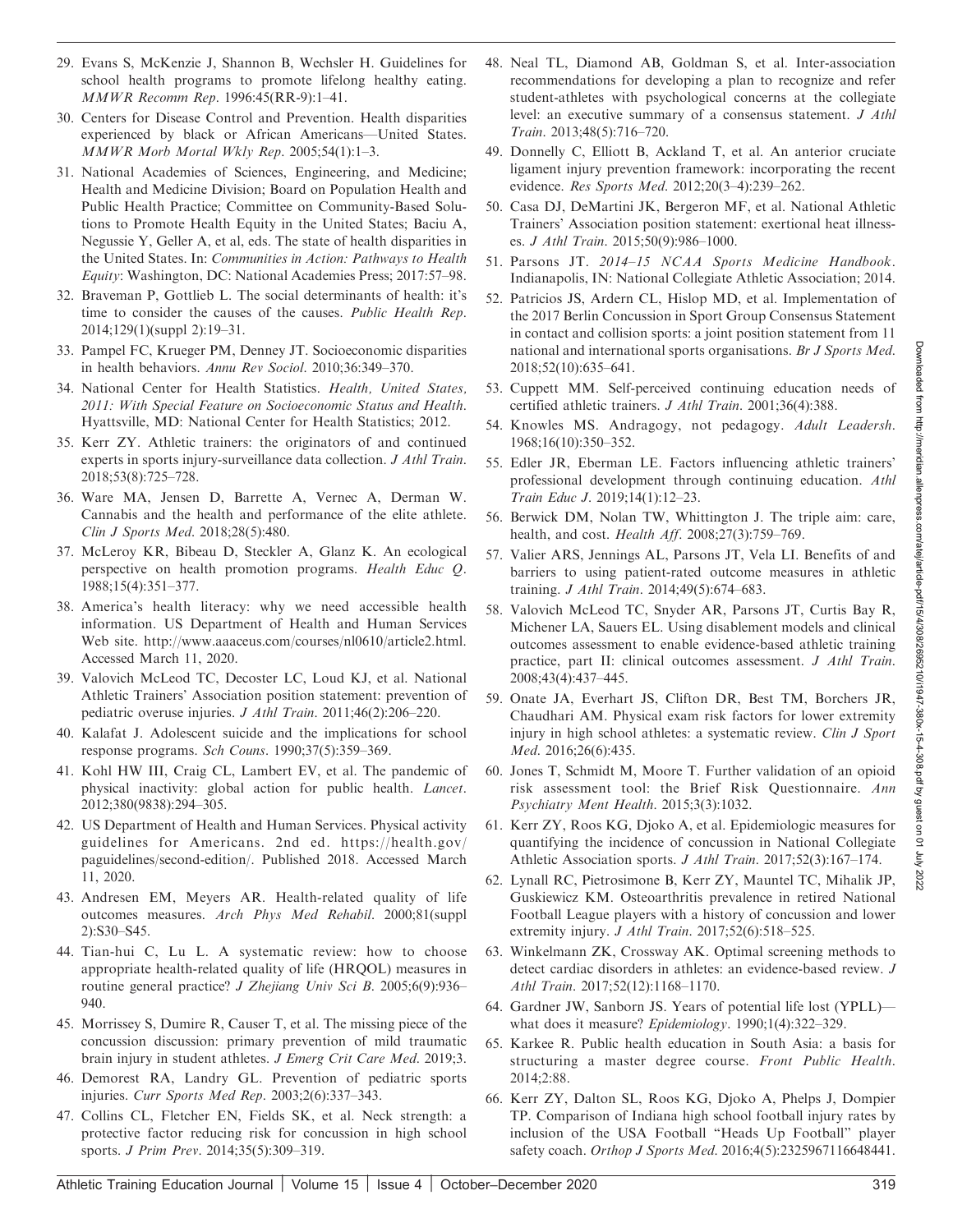29. Evans S, McKenzie J, Shannon B, Wechsler H. Guidelines for school health programs to promote lifelong healthy eating. *MMWR Recomm Rep*. 1996:45(RR-9):1–41.

30. Centers for Disease Control and Prevention. Health disparities experienced by black or African Americans—United States. *MMWR Morb Mortal Wkly Rep*. 2005;54(1):1–3.

31. National Academies of Sciences, Engineering, and Medicine; Health and Medicine Division; Board on Population Health and Public Health Practice; Committee on Community-Based Solutions to Promote Health Equity in the United States; Baciu A, Negussie Y, Geller A, et al, eds. The state of health disparities in the United States. In: *Communities in Action: Pathways to Health Equity*: Washington, DC: National Academies Press; 2017:57–98.

32. Braveman P, Gottlieb L. The social determinants of health: it's time to consider the causes of the causes. *Public Health Rep*. 2014;129(1)(suppl 2):19–31.

33. Pampel FC, Krueger PM, Denney JT. Socioeconomic disparities in health behaviors. *Annu Rev Sociol*. 2010;36:349–370.

34. National Center for Health Statistics. *Health, United States, 2011: With Special Feature on Socioeconomic Status and Health*. Hyattsville, MD: National Center for Health Statistics; 2012.

35. Kerr ZY. Athletic trainers: the originators of and continued experts in sports injury-surveillance data collection. *J Athl Train*. 2018;53(8):725–728.

36. Ware MA, Jensen D, Barrette A, Vernec A, Derman W. Cannabis and the health and performance of the elite athlete. *Clin J Sports Med*. 2018;28(5):480.

37. McLeroy KR, Bibeau D, Steckler A, Glanz K. An ecological perspective on health promotion programs. *Health Educ Q*. 1988;15(4):351–377.

38. America's health literacy: why we need accessible health information. US Department of Health and Human Services Web site. http://www.aaaceus.com/courses/nl0610/article2.html. Accessed March 11, 2020.

39. Valovich McLeod TC, Decoster LC, Loud KJ, et al. National Athletic Trainers' Association position statement: prevention of pediatric overuse injuries. *J Athl Train*. 2011;46(2):206–220.

40. Kalafat J. Adolescent suicide and the implications for school response programs. *Sch Couns*. 1990;37(5):359–369.

41. Kohl HW III, Craig CL, Lambert EV, et al. The pandemic of physical inactivity: global action for public health. *Lancet*. 2012;380(9838):294–305.

42. US Department of Health and Human Services. Physical activity guidelines for Americans. 2nd ed. https://health.gov/paguidelines/second-edition/. Published 2018. Accessed March 11, 2020.

43. Andresen EM, Meyers AR. Health-related quality of life outcomes measures. *Arch Phys Med Rehabil*. 2000;81(suppl 2):S30–S45.

44. Tian-hui C, Lu L. A systematic review: how to choose appropriate health-related quality of life (HRQOL) measures in routine general practice? *J Zhejiang Univ Sci B*. 2005;6(9):936–940.

45. Morrissey S, Dumire R, Causer T, et al. The missing piece of the concussion discussion: primary prevention of mild traumatic brain injury in student athletes. *J Emerg Crit Care Med*. 2019;3.

46. Demorest RA, Landry GL. Prevention of pediatric sports injuries. *Curr Sports Med Rep*. 2003;2(6):337–343.

47. Collins CL, Fletcher EN, Fields SK, et al. Neck strength: a protective factor reducing risk for concussion in high school sports. *J Prim Prev*. 2014;35(5):309–319.

48. Neal TL, Diamond AB, Goldman S, et al. Inter-association recommendations for developing a plan to recognize and refer student-athletes with psychological concerns at the collegiate level: an executive summary of a consensus statement. *J Athl Train*. 2013;48(5):716–720.

49. Donnelly C, Elliott B, Ackland T, et al. An anterior cruciate ligament injury prevention framework: incorporating the recent evidence. *Res Sports Med*. 2012;20(3–4):239–262.

50. Casa DJ, DeMartini JK, Bergeron MF, et al. National Athletic Trainers' Association position statement: exertional heat illnesses. *J Athl Train*. 2015;50(9):986–1000.

51. Parsons JT. *2014–15 NCAA Sports Medicine Handbook*. Indianapolis, IN: National Collegiate Athletic Association; 2014.

52. Patricios JS, Ardern CL, Hislop MD, et al. Implementation of the 2017 Berlin Concussion in Sport Group Consensus Statement in contact and collision sports: a joint position statement from 11 national and international sports organisations. *Br J Sports Med*. 2018;52(10):635–641.

53. Cuppett MM. Self-perceived continuing education needs of certified athletic trainers. *J Athl Train*. 2001;36(4):388.

54. Knowles MS. Andragogy, not pedagogy. *Adult Leadersh*. 1968;16(10):350–352.

55. Edler JR, Eberman LE. Factors influencing athletic trainers' professional development through continuing education. *Athl Train Educ J*. 2019;14(1):12–23.

56. Berwick DM, Nolan TW, Whittington J. The triple aim: care, health, and cost. *Health Aff*. 2008;27(3):759–769.

57. Valier ARS, Jennings AL, Parsons JT, Vela LI. Benefits of and barriers to using patient-rated outcome measures in athletic training. *J Athl Train*. 2014;49(5):674–683.

58. Valovich McLeod TC, Snyder AR, Parsons JT, Curtis Bay R, Michener LA, Sauers EL. Using disablement models and clinical outcomes assessment to enable evidence-based athletic training practice, part II: clinical outcomes assessment. *J Athl Train*. 2008;43(4):437–445.

59. Onate JA, Everhart JS, Clifton DR, Best TM, Borchers JR, Chaudhari AM. Physical exam risk factors for lower extremity injury in high school athletes: a systematic review. *Clin J Sport Med*. 2016;26(6):435.

60. Jones T, Schmidt M, Moore T. Further validation of an opioid risk assessment tool: the Brief Risk Questionnaire. *Ann Psychiatry Ment Health*. 2015;3(3):1032.

61. Kerr ZY, Roos KG, Djoko A, et al. Epidemiologic measures for quantifying the incidence of concussion in National Collegiate Athletic Association sports. *J Athl Train*. 2017;52(3):167–174.

62. Lynall RC, Pietrosimone B, Kerr ZY, Mauntel TC, Mihalik JP, Guskiewicz KM. Osteoarthritis prevalence in retired National Football League players with a history of concussion and lower extremity injury. *J Athl Train*. 2017;52(6):518–525.

63. Winkelmann ZK, Crossway AK. Optimal screening methods to detect cardiac disorders in athletes: an evidence-based review. *J Athl Train*. 2017;52(12):1168–1170.

64. Gardner JW, Sanborn JS. Years of potential life lost (YPLL)—what does it measure? *Epidemiology*. 1990;1(4):322–329.

65. Karkee R. Public health education in South Asia: a basis for structuring a master degree course. *Front Public Health*. 2014;2:88.

66. Kerr ZY, Dalton SL, Roos KG, Djoko A, Phelps J, Dompier TP. Comparison of Indiana high school football injury rates by inclusion of the USA Football "Heads Up Football" player safety coach. *Orthop J Sports Med*. 2016;4(5):2325967116648441.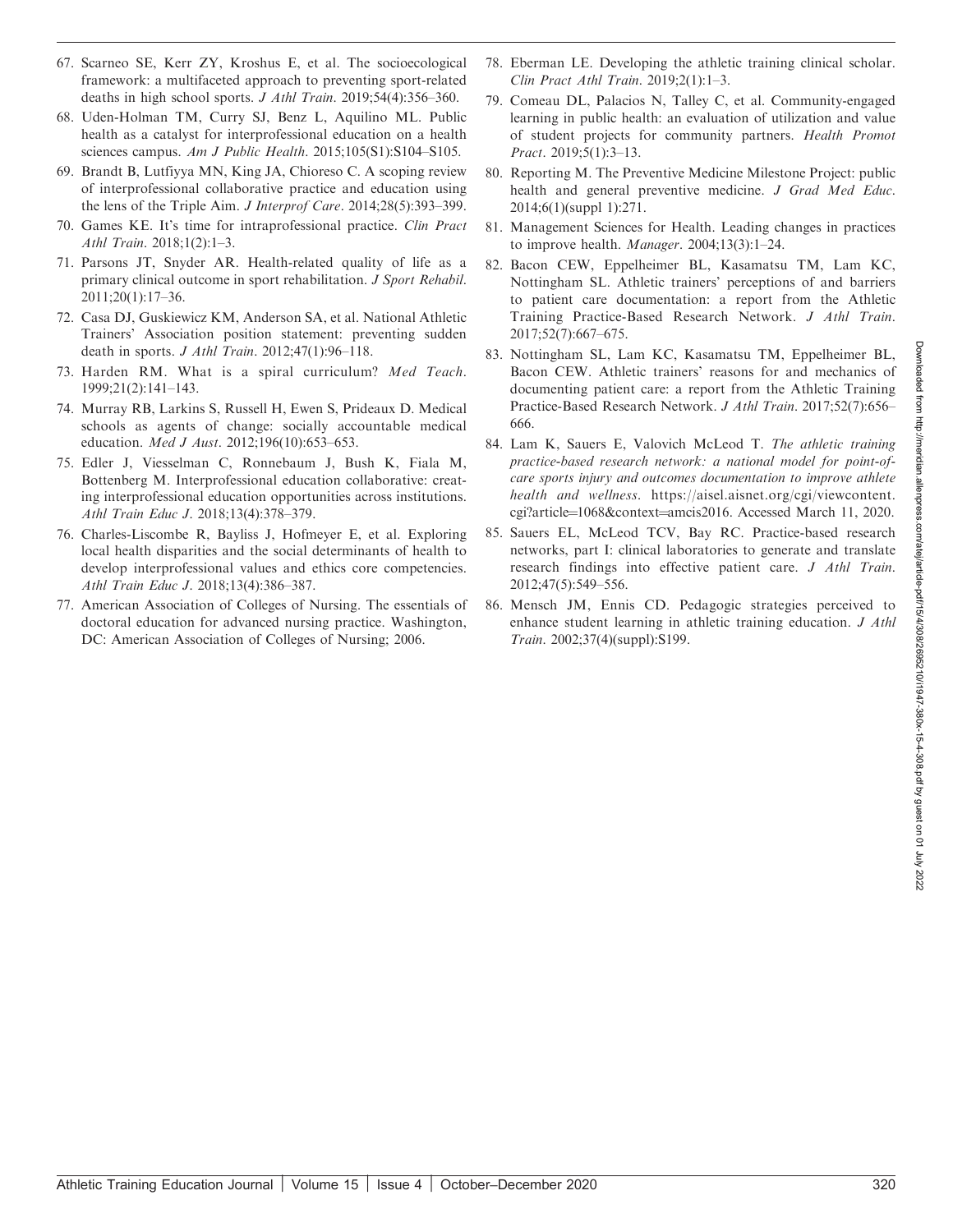67. Scarneo SE, Kerr ZY, Kroshus E, et al. The socioecological framework: a multifaceted approach to preventing sport-related deaths in high school sports. *J Athl Train*. 2019;54(4):356–360.
68. Uden-Holman TM, Curry SJ, Benz L, Aquilino ML. Public health as a catalyst for interprofessional education on a health sciences campus. *Am J Public Health*. 2015;105(S1):S104–S105.
69. Brandt B, Lutfiyya MN, King JA, Chioreso C. A scoping review of interprofessional collaborative practice and education using the lens of the Triple Aim. *J Interprof Care*. 2014;28(5):393–399.
70. Games KE. It's time for intraprofessional practice. *Clin Pract Athl Train*. 2018;1(2):1–3.
71. Parsons JT, Snyder AR. Health-related quality of life as a primary clinical outcome in sport rehabilitation. *J Sport Rehabil*. 2011;20(1):17–36.
72. Casa DJ, Guskiewicz KM, Anderson SA, et al. National Athletic Trainers' Association position statement: preventing sudden death in sports. *J Athl Train*. 2012;47(1):96–118.
73. Harden RM. What is a spiral curriculum? *Med Teach*. 1999;21(2):141–143.
74. Murray RB, Larkins S, Russell H, Ewen S, Prideaux D. Medical schools as agents of change: socially accountable medical education. *Med J Aust*. 2012;196(10):653–653.
75. Edler J, Viesselman C, Ronnebaum J, Bush K, Fiala M, Bottenberg M. Interprofessional education collaborative: creating interprofessional education opportunities across institutions. *Athl Train Educ J*. 2018;13(4):378–379.
76. Charles-Liscombe R, Bayliss J, Hofmeyer E, et al. Exploring local health disparities and the social determinants of health to develop interprofessional values and ethics core competencies. *Athl Train Educ J*. 2018;13(4):386–387.
77. American Association of Colleges of Nursing. The essentials of doctoral education for advanced nursing practice. Washington, DC: American Association of Colleges of Nursing; 2006.
78. Eberman LE. Developing the athletic training clinical scholar. *Clin Pract Athl Train*. 2019;2(1):1–3.
79. Comeau DL, Palacios N, Talley C, et al. Community-engaged learning in public health: an evaluation of utilization and value of student projects for community partners. *Health Promot Pract*. 2019;5(1):3–13.
80. Reporting M. The Preventive Medicine Milestone Project: public health and general preventive medicine. *J Grad Med Educ*. 2014;6(1)(suppl 1):271.
81. Management Sciences for Health. Leading changes in practices to improve health. *Manager*. 2004;13(3):1–24.
82. Bacon CEW, Eppelheimer BL, Kasamatsu TM, Lam KC, Nottingham SL. Athletic trainers' perceptions of and barriers to patient care documentation: a report from the Athletic Training Practice-Based Research Network. *J Athl Train*. 2017;52(7):667–675.
83. Nottingham SL, Lam KC, Kasamatsu TM, Eppelheimer BL, Bacon CEW. Athletic trainers' reasons for and mechanics of documenting patient care: a report from the Athletic Training Practice-Based Research Network. *J Athl Train*. 2017;52(7):656–666.
84. Lam K, Sauers E, Valovich McLeod T. *The athletic training practice-based research network: a national model for point-of-care sports injury and outcomes documentation to improve athlete health and wellness*. https://aisel.aisnet.org/cgi/viewcontent.cgi?article=1068&context=amcis2016. Accessed March 11, 2020.
85. Sauers EL, McLeod TCV, Bay RC. Practice-based research networks, part I: clinical laboratories to generate and translate research findings into effective patient care. *J Athl Train*. 2012;47(5):549–556.
86. Mensch JM, Ennis CD. Pedagogic strategies perceived to enhance student learning in athletic training education. *J Athl Train*. 2002;37(4)(suppl):S199.